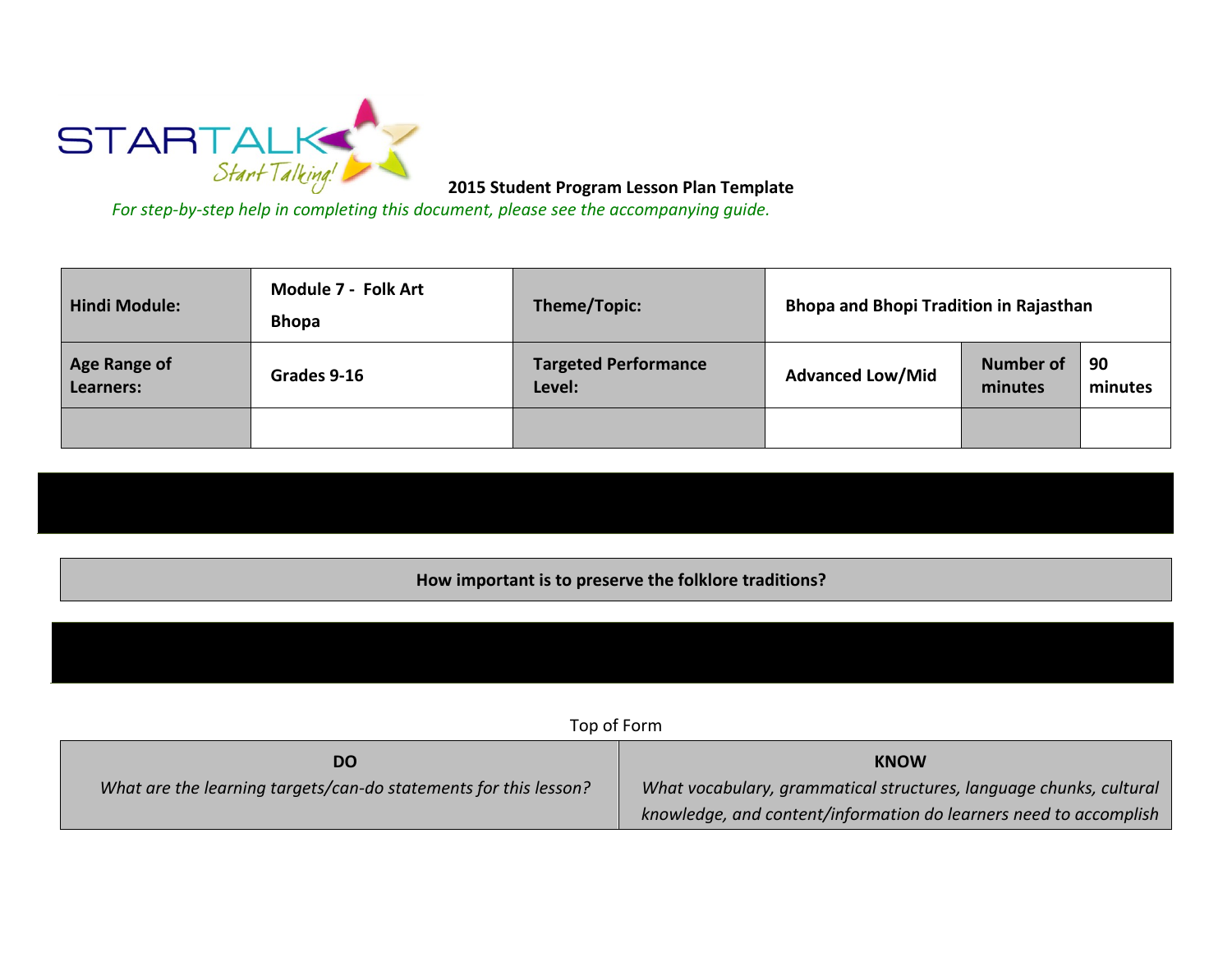STARTALK Start Talking!

**2015 Student Program Lesson Plan Template**

*For step-by-step help in completing this document, please see the accompanying guide.*

| **Hindi Module:** | **Module 7 - Folk Art Bhopa** | **Theme/Topic:** | **Bhopa and Bhopi Tradition in Rajasthan** | | |
|---|---|---|---|---|---|
| **Age Range of Learners:** | **Grades 9-16** | **Targeted Performance Level:** | **Advanced Low/Mid** | **Number of minutes** | **90 minutes** |
| | | | | | |

**How important is to preserve the folklore traditions?**

Top of Form

| **DO**<br>*What are the learning targets/can-do statements for this lesson?* | **KNOW**<br>*What vocabulary, grammatical structures, language chunks, cultural knowledge, and content/information do learners need to accomplish* |
|---|---|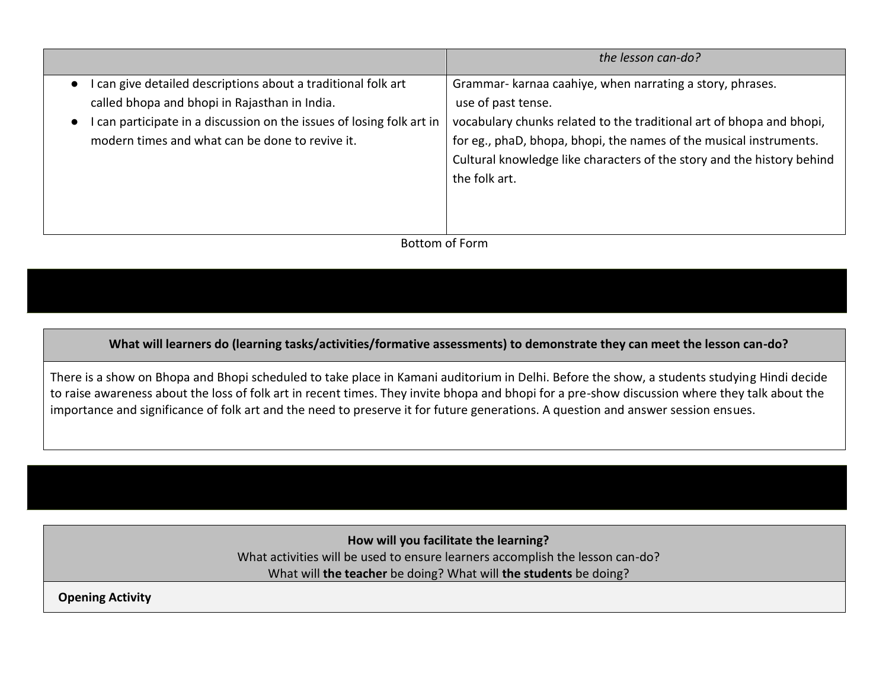| | *the lesson can-do?* |
|---|---|
| ● I can give detailed descriptions about a traditional folk art called bhopa and bhopi in Rajasthan in India.<br>● I can participate in a discussion on the issues of losing folk art in modern times and what can be done to revive it. | Grammar- karnaa caahiye, when narrating a story, phrases.<br>use of past tense.<br>vocabulary chunks related to the traditional art of bhopa and bhopi, for eg., phaD, bhopa, bhopi, the names of the musical instruments.<br>Cultural knowledge like characters of the story and the history behind the folk art. |

Bottom of Form

| **What will learners do (learning tasks/activities/formative assessments) to demonstrate they can meet the lesson can-do?** |
|---|
| There is a show on Bhopa and Bhopi scheduled to take place in Kamani auditorium in Delhi. Before the show, a students studying Hindi decide to raise awareness about the loss of folk art in recent times. They invite bhopa and bhopi for a pre-show discussion where they talk about the importance and significance of folk art and the need to preserve it for future generations. A question and answer session ensues. |

| **How will you facilitate the learning?**<br>What activities will be used to ensure learners accomplish the lesson can-do?<br>What will **the teacher** be doing? What will **the students** be doing? |
|---|
| **Opening Activity** |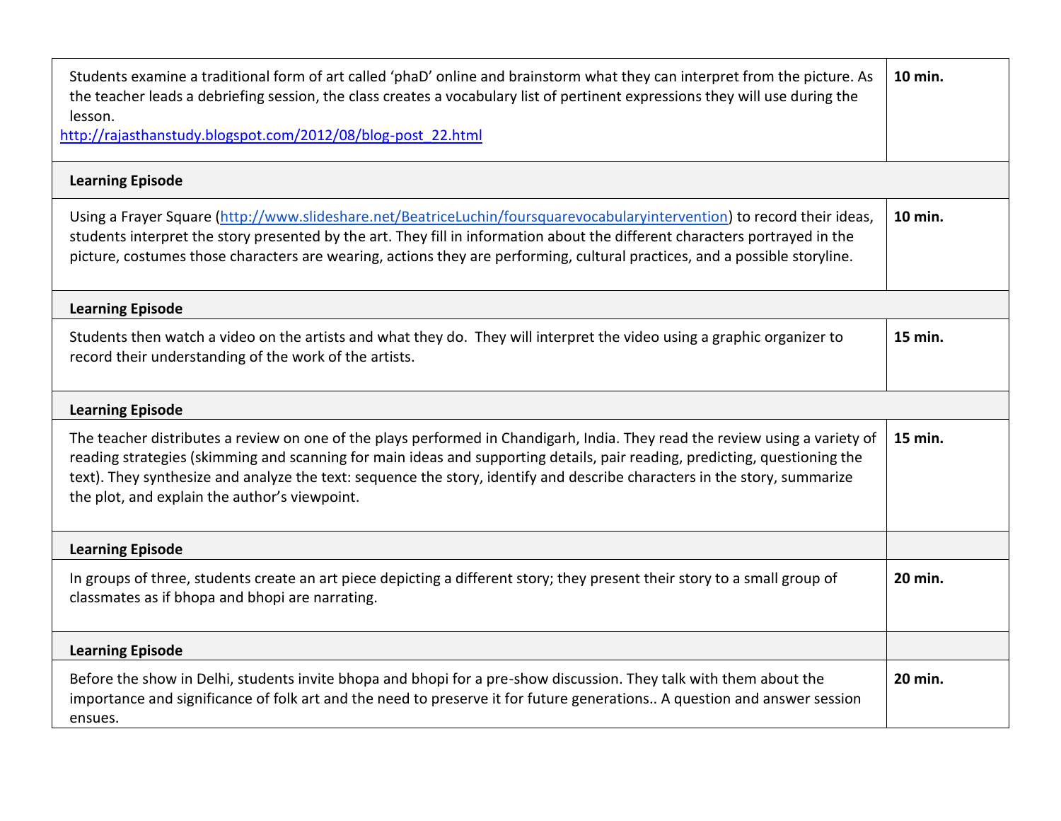| | |
|---|---|
| Students examine a traditional form of art called 'phaD' online and brainstorm what they can interpret from the picture. As the teacher leads a debriefing session, the class creates a vocabulary list of pertinent expressions they will use during the lesson. http://rajasthanstudy.blogspot.com/2012/08/blog-post_22.html | **10 min.** |
| **Learning Episode** | |
| Using a Frayer Square (http://www.slideshare.net/BeatriceLuchin/foursquarevocabularyintervention) to record their ideas, students interpret the story presented by the art. They fill in information about the different characters portrayed in the picture, costumes those characters are wearing, actions they are performing, cultural practices, and a possible storyline. | **10 min.** |
| **Learning Episode** | |
| Students then watch a video on the artists and what they do. They will interpret the video using a graphic organizer to record their understanding of the work of the artists. | **15 min.** |
| **Learning Episode** | |
| The teacher distributes a review on one of the plays performed in Chandigarh, India. They read the review using a variety of reading strategies (skimming and scanning for main ideas and supporting details, pair reading, predicting, questioning the text). They synthesize and analyze the text: sequence the story, identify and describe characters in the story, summarize the plot, and explain the author's viewpoint. | **15 min.** |
| **Learning Episode** | |
| In groups of three, students create an art piece depicting a different story; they present their story to a small group of classmates as if bhopa and bhopi are narrating. | **20 min.** |
| **Learning Episode** | |
| Before the show in Delhi, students invite bhopa and bhopi for a pre-show discussion. They talk with them about the importance and significance of folk art and the need to preserve it for future generations.. A question and answer session ensues. | **20 min.** |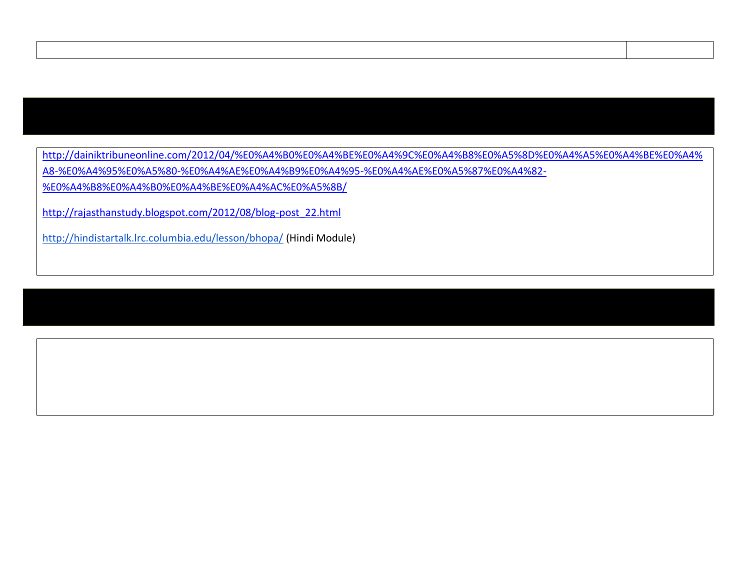http://dainiktribuneonline.com/2012/04/%E0%A4%B0%E0%A4%BE%E0%A4%9C%E0%A4%B8%E0%A5%8D%E0%A4%A5%E0%A4%BE%E0%A4%A8-%E0%A4%95%E0%A5%80-%E0%A4%AE%E0%A4%B9%E0%A4%95-%E0%A4%AE%E0%A5%87%E0%A4%82-%E0%A4%B8%E0%A4%B0%E0%A4%BE%E0%A4%AC%E0%A5%8B/

http://rajasthanstudy.blogspot.com/2012/08/blog-post_22.html

http://hindistartalk.lrc.columbia.edu/lesson/bhopa/ (Hindi Module)